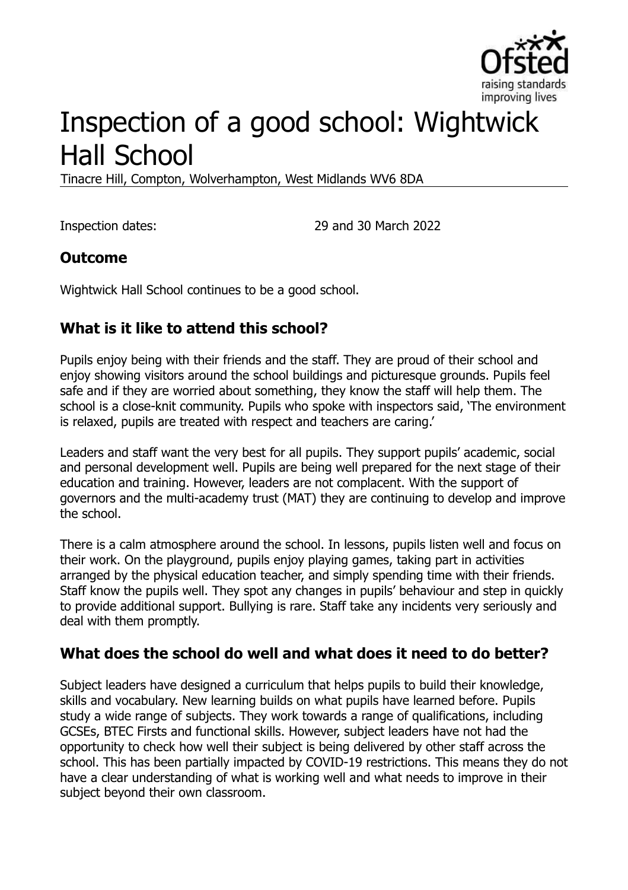# Inspection of a good school: Wightwick Hall School

Tinacre Hill, Compton, Wolverhampton, West Midlands WV6 8DA

Inspection dates: 29 and 30 March 2022

## Outcome

Wightwick Hall School continues to be a good school.

## What is it like to attend this school?

Pupils enjoy being with their friends and the staff. They are proud of their school and enjoy showing visitors around the school buildings and picturesque grounds. Pupils feel safe and if they are worried about something, they know the staff will help them. The school is a close-knit community. Pupils who spoke with inspectors said, 'The environment is relaxed, pupils are treated with respect and teachers are caring.'

Leaders and staff want the very best for all pupils. They support pupils' academic, social and personal development well. Pupils are being well prepared for the next stage of their education and training. However, leaders are not complacent. With the support of governors and the multi-academy trust (MAT) they are continuing to develop and improve the school.

There is a calm atmosphere around the school. In lessons, pupils listen well and focus on their work. On the playground, pupils enjoy playing games, taking part in activities arranged by the physical education teacher, and simply spending time with their friends. Staff know the pupils well. They spot any changes in pupils' behaviour and step in quickly to provide additional support. Bullying is rare. Staff take any incidents very seriously and deal with them promptly.

## What does the school do well and what does it need to do better?

Subject leaders have designed a curriculum that helps pupils to build their knowledge, skills and vocabulary. New learning builds on what pupils have learned before. Pupils study a wide range of subjects. They work towards a range of qualifications, including GCSEs, BTEC Firsts and functional skills. However, subject leaders have not had the opportunity to check how well their subject is being delivered by other staff across the school. This has been partially impacted by COVID-19 restrictions. This means they do not have a clear understanding of what is working well and what needs to improve in their subject beyond their own classroom.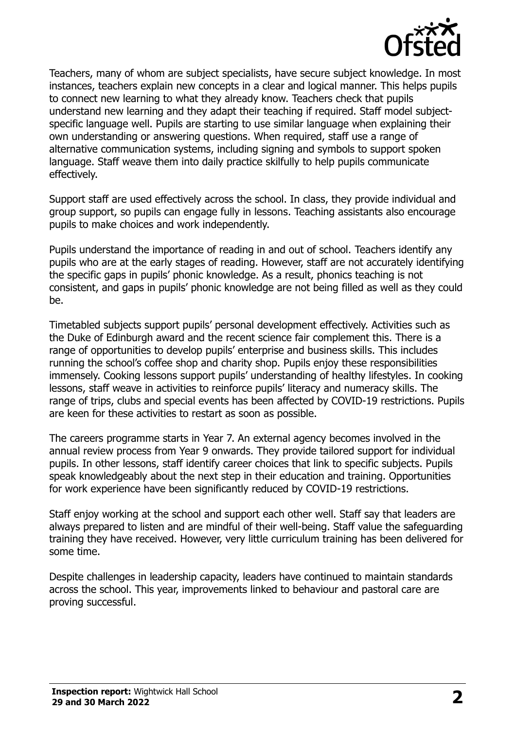Teachers, many of whom are subject specialists, have secure subject knowledge. In most instances, teachers explain new concepts in a clear and logical manner. This helps pupils to connect new learning to what they already know. Teachers check that pupils understand new learning and they adapt their teaching if required. Staff model subject-specific language well. Pupils are starting to use similar language when explaining their own understanding or answering questions. When required, staff use a range of alternative communication systems, including signing and symbols to support spoken language. Staff weave them into daily practice skilfully to help pupils communicate effectively.

Support staff are used effectively across the school. In class, they provide individual and group support, so pupils can engage fully in lessons. Teaching assistants also encourage pupils to make choices and work independently.

Pupils understand the importance of reading in and out of school. Teachers identify any pupils who are at the early stages of reading. However, staff are not accurately identifying the specific gaps in pupils' phonic knowledge. As a result, phonics teaching is not consistent, and gaps in pupils' phonic knowledge are not being filled as well as they could be.

Timetabled subjects support pupils' personal development effectively. Activities such as the Duke of Edinburgh award and the recent science fair complement this. There is a range of opportunities to develop pupils' enterprise and business skills. This includes running the school's coffee shop and charity shop. Pupils enjoy these responsibilities immensely. Cooking lessons support pupils' understanding of healthy lifestyles. In cooking lessons, staff weave in activities to reinforce pupils' literacy and numeracy skills. The range of trips, clubs and special events has been affected by COVID-19 restrictions. Pupils are keen for these activities to restart as soon as possible.

The careers programme starts in Year 7. An external agency becomes involved in the annual review process from Year 9 onwards. They provide tailored support for individual pupils. In other lessons, staff identify career choices that link to specific subjects. Pupils speak knowledgeably about the next step in their education and training. Opportunities for work experience have been significantly reduced by COVID-19 restrictions.

Staff enjoy working at the school and support each other well. Staff say that leaders are always prepared to listen and are mindful of their well-being. Staff value the safeguarding training they have received. However, very little curriculum training has been delivered for some time.

Despite challenges in leadership capacity, leaders have continued to maintain standards across the school. This year, improvements linked to behaviour and pastoral care are proving successful.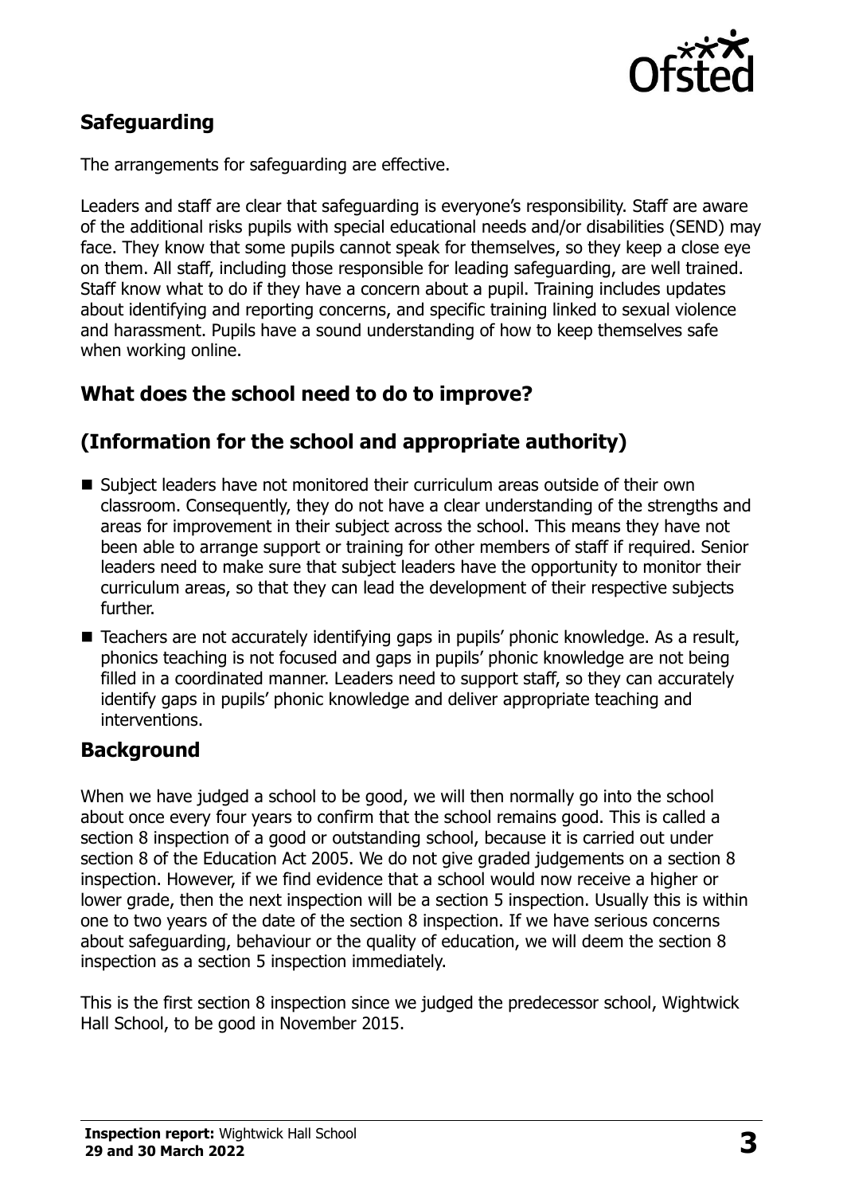## Safeguarding

The arrangements for safeguarding are effective.

Leaders and staff are clear that safeguarding is everyone's responsibility. Staff are aware of the additional risks pupils with special educational needs and/or disabilities (SEND) may face. They know that some pupils cannot speak for themselves, so they keep a close eye on them. All staff, including those responsible for leading safeguarding, are well trained. Staff know what to do if they have a concern about a pupil. Training includes updates about identifying and reporting concerns, and specific training linked to sexual violence and harassment. Pupils have a sound understanding of how to keep themselves safe when working online.

## What does the school need to do to improve?

## (Information for the school and appropriate authority)

- Subject leaders have not monitored their curriculum areas outside of their own classroom. Consequently, they do not have a clear understanding of the strengths and areas for improvement in their subject across the school. This means they have not been able to arrange support or training for other members of staff if required. Senior leaders need to make sure that subject leaders have the opportunity to monitor their curriculum areas, so that they can lead the development of their respective subjects further.
- Teachers are not accurately identifying gaps in pupils' phonic knowledge. As a result, phonics teaching is not focused and gaps in pupils' phonic knowledge are not being filled in a coordinated manner. Leaders need to support staff, so they can accurately identify gaps in pupils' phonic knowledge and deliver appropriate teaching and interventions.

## Background

When we have judged a school to be good, we will then normally go into the school about once every four years to confirm that the school remains good. This is called a section 8 inspection of a good or outstanding school, because it is carried out under section 8 of the Education Act 2005. We do not give graded judgements on a section 8 inspection. However, if we find evidence that a school would now receive a higher or lower grade, then the next inspection will be a section 5 inspection. Usually this is within one to two years of the date of the section 8 inspection. If we have serious concerns about safeguarding, behaviour or the quality of education, we will deem the section 8 inspection as a section 5 inspection immediately.

This is the first section 8 inspection since we judged the predecessor school, Wightwick Hall School, to be good in November 2015.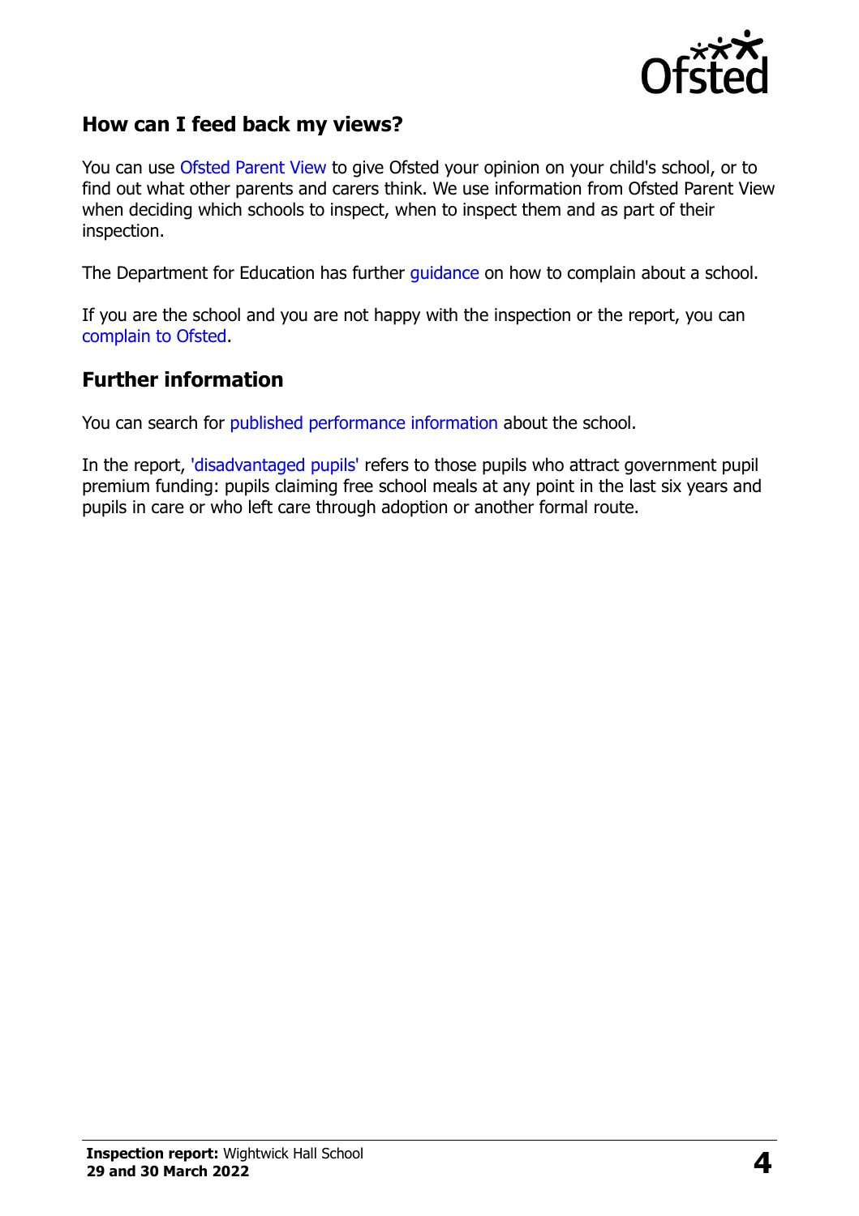## How can I feed back my views?

You can use Ofsted Parent View to give Ofsted your opinion on your child's school, or to find out what other parents and carers think. We use information from Ofsted Parent View when deciding which schools to inspect, when to inspect them and as part of their inspection.

The Department for Education has further guidance on how to complain about a school.

If you are the school and you are not happy with the inspection or the report, you can complain to Ofsted.

## Further information

You can search for published performance information about the school.

In the report, 'disadvantaged pupils' refers to those pupils who attract government pupil premium funding: pupils claiming free school meals at any point in the last six years and pupils in care or who left care through adoption or another formal route.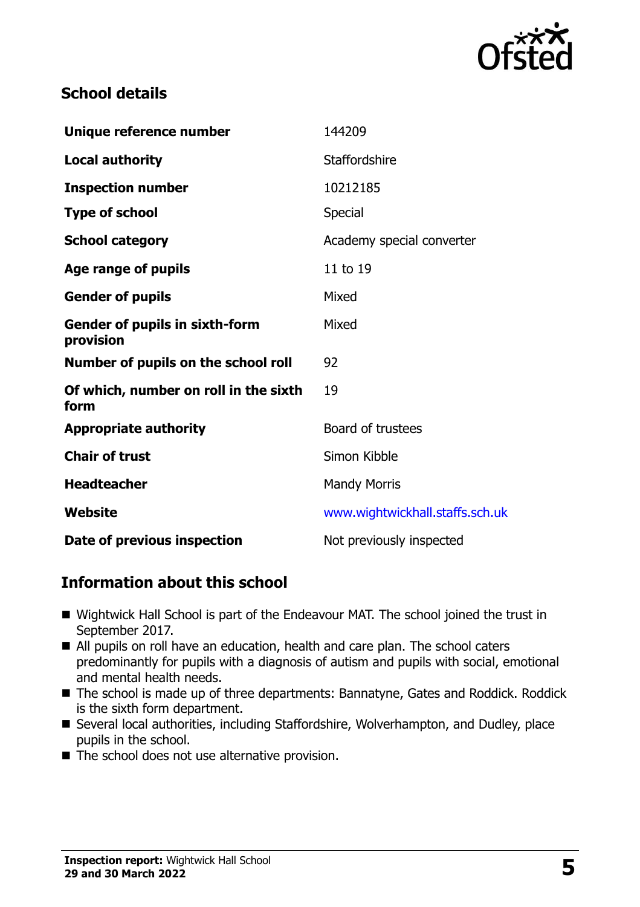## School details

| | |
|---|---|
| **Unique reference number** | 144209 |
| **Local authority** | Staffordshire |
| **Inspection number** | 10212185 |
| **Type of school** | Special |
| **School category** | Academy special converter |
| **Age range of pupils** | 11 to 19 |
| **Gender of pupils** | Mixed |
| **Gender of pupils in sixth-form provision** | Mixed |
| **Number of pupils on the school roll** | 92 |
| **Of which, number on roll in the sixth form** | 19 |
| **Appropriate authority** | Board of trustees |
| **Chair of trust** | Simon Kibble |
| **Headteacher** | Mandy Morris |
| **Website** | www.wightwickhall.staffs.sch.uk |
| **Date of previous inspection** | Not previously inspected |

## Information about this school

- Wightwick Hall School is part of the Endeavour MAT. The school joined the trust in September 2017.
- All pupils on roll have an education, health and care plan. The school caters predominantly for pupils with a diagnosis of autism and pupils with social, emotional and mental health needs.
- The school is made up of three departments: Bannatyne, Gates and Roddick. Roddick is the sixth form department.
- Several local authorities, including Staffordshire, Wolverhampton, and Dudley, place pupils in the school.
- The school does not use alternative provision.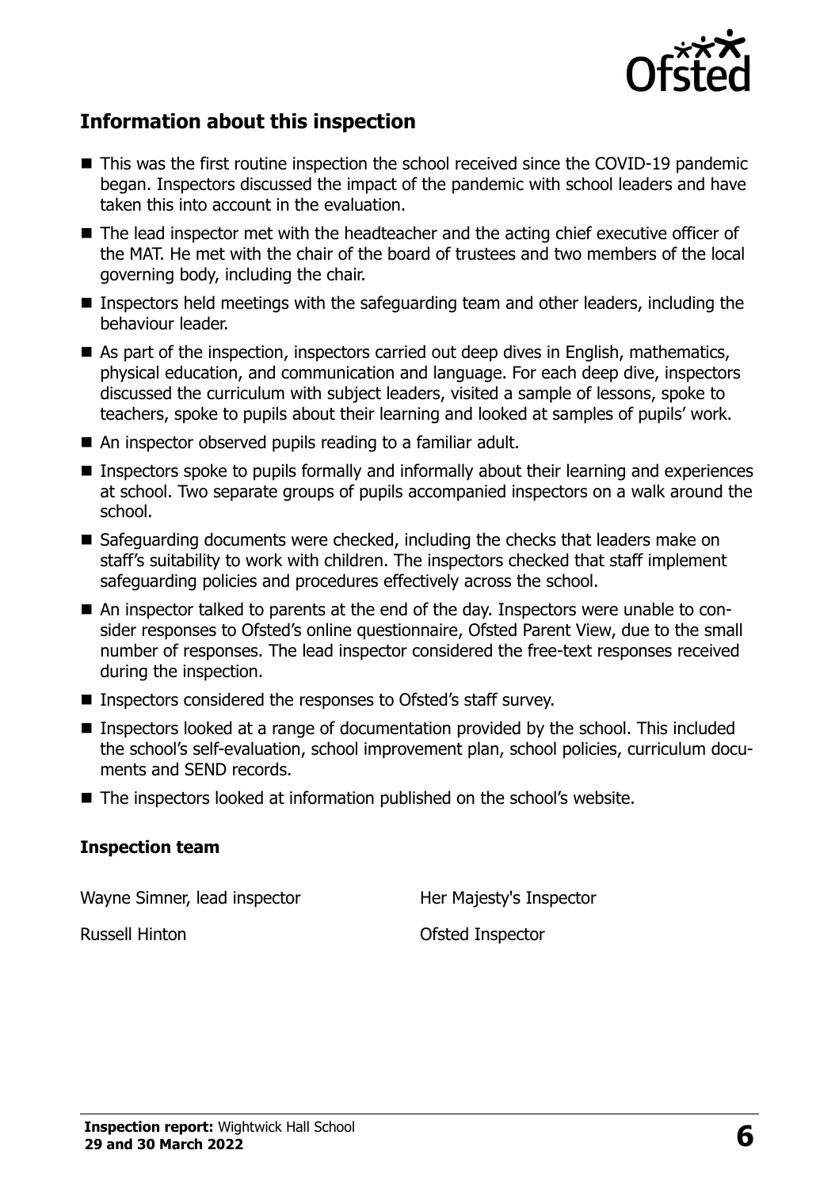## Information about this inspection

- This was the first routine inspection the school received since the COVID-19 pandemic began. Inspectors discussed the impact of the pandemic with school leaders and have taken this into account in the evaluation.
- The lead inspector met with the headteacher and the acting chief executive officer of the MAT. He met with the chair of the board of trustees and two members of the local governing body, including the chair.
- Inspectors held meetings with the safeguarding team and other leaders, including the behaviour leader.
- As part of the inspection, inspectors carried out deep dives in English, mathematics, physical education, and communication and language. For each deep dive, inspectors discussed the curriculum with subject leaders, visited a sample of lessons, spoke to teachers, spoke to pupils about their learning and looked at samples of pupils' work.
- An inspector observed pupils reading to a familiar adult.
- Inspectors spoke to pupils formally and informally about their learning and experiences at school. Two separate groups of pupils accompanied inspectors on a walk around the school.
- Safeguarding documents were checked, including the checks that leaders make on staff's suitability to work with children. The inspectors checked that staff implement safeguarding policies and procedures effectively across the school.
- An inspector talked to parents at the end of the day. Inspectors were unable to consider responses to Ofsted's online questionnaire, Ofsted Parent View, due to the small number of responses. The lead inspector considered the free-text responses received during the inspection.
- Inspectors considered the responses to Ofsted's staff survey.
- Inspectors looked at a range of documentation provided by the school. This included the school's self-evaluation, school improvement plan, school policies, curriculum documents and SEND records.
- The inspectors looked at information published on the school's website.

### Inspection team

| | |
|---|---|
| Wayne Simner, lead inspector | Her Majesty's Inspector |
| Russell Hinton | Ofsted Inspector |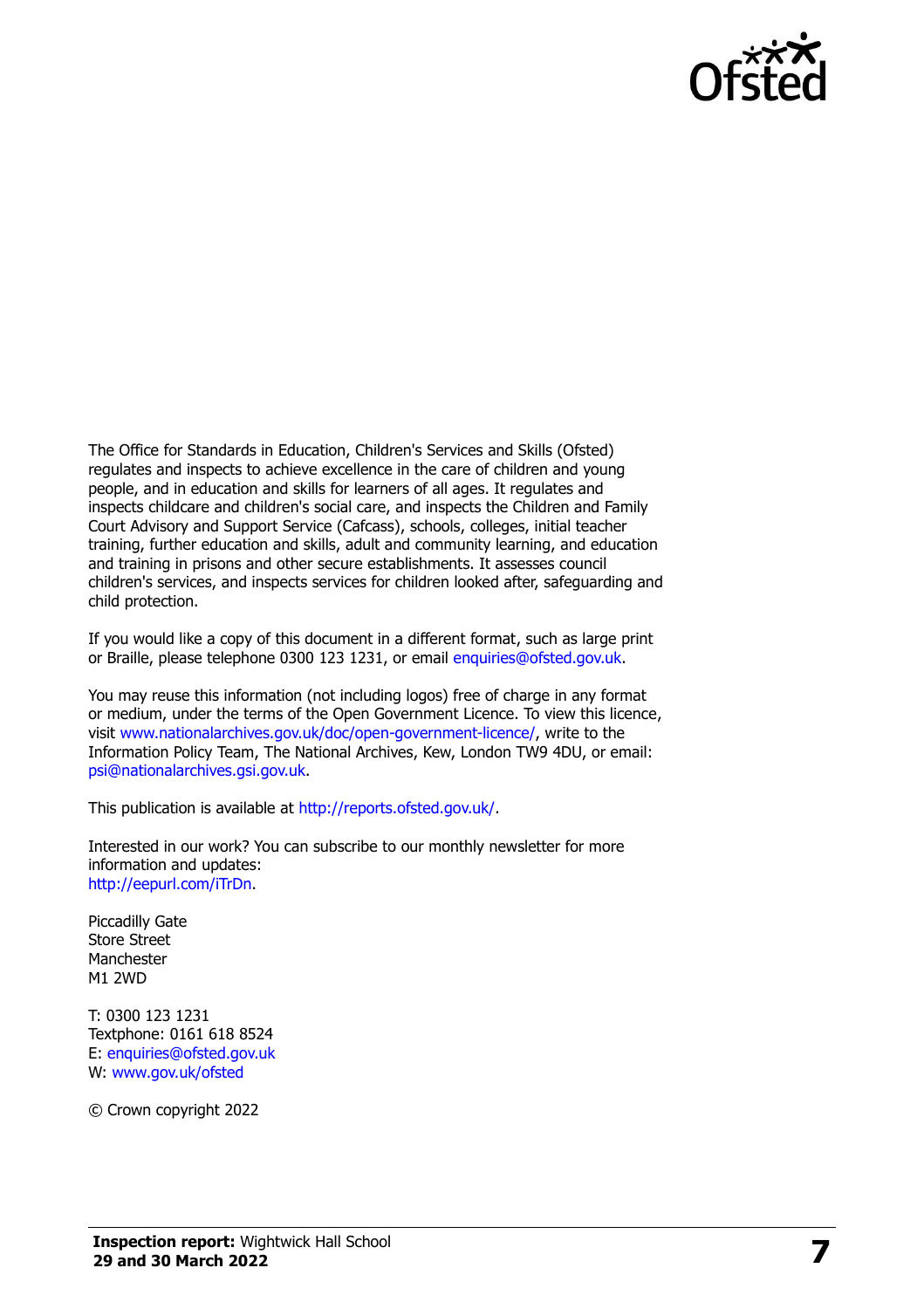The Office for Standards in Education, Children's Services and Skills (Ofsted) regulates and inspects to achieve excellence in the care of children and young people, and in education and skills for learners of all ages. It regulates and inspects childcare and children's social care, and inspects the Children and Family Court Advisory and Support Service (Cafcass), schools, colleges, initial teacher training, further education and skills, adult and community learning, and education and training in prisons and other secure establishments. It assesses council children's services, and inspects services for children looked after, safeguarding and child protection.

If you would like a copy of this document in a different format, such as large print or Braille, please telephone 0300 123 1231, or email enquiries@ofsted.gov.uk.

You may reuse this information (not including logos) free of charge in any format or medium, under the terms of the Open Government Licence. To view this licence, visit www.nationalarchives.gov.uk/doc/open-government-licence/, write to the Information Policy Team, The National Archives, Kew, London TW9 4DU, or email: psi@nationalarchives.gsi.gov.uk.

This publication is available at http://reports.ofsted.gov.uk/.

Interested in our work? You can subscribe to our monthly newsletter for more information and updates:
http://eepurl.com/iTrDn.

Piccadilly Gate
Store Street
Manchester
M1 2WD

T: 0300 123 1231
Textphone: 0161 618 8524
E: enquiries@ofsted.gov.uk
W: www.gov.uk/ofsted

© Crown copyright 2022